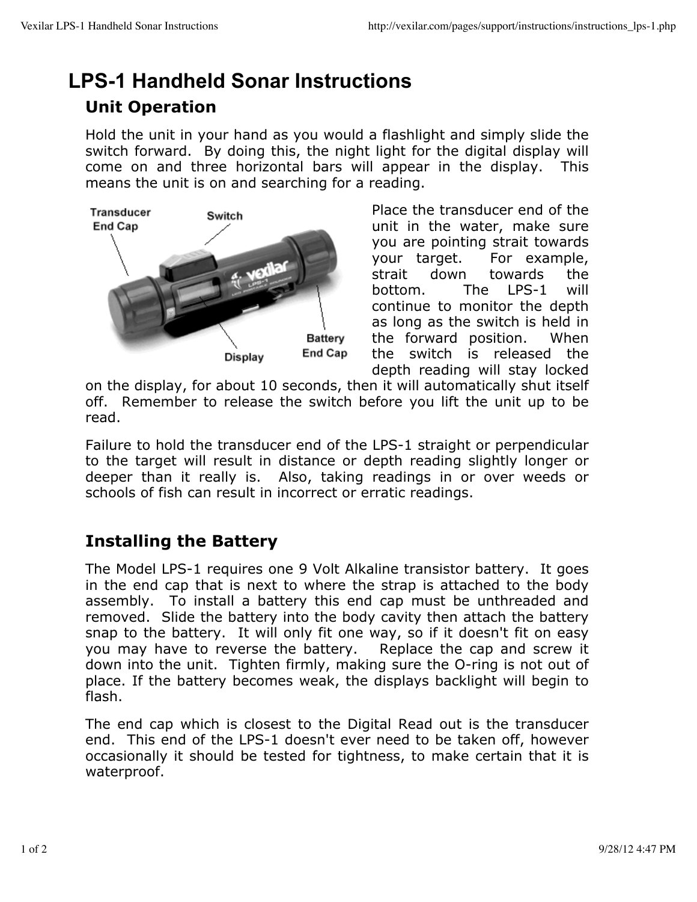# LPS-1 Handheld Sonar Instructions

## Unit Operation

Hold the unit in your hand as you would a flashlight and simply slide the switch forward. By doing this, the night light for the digital display will come on and three horizontal bars will appear in the display. This means the unit is on and searching for a reading.

Transducer End Cap

Switch

Display

Battery End Cap

Place the transducer end of the unit in the water, make sure you are pointing strait towards your target. For example, strait down towards the bottom. The LPS-1 will continue to monitor the depth as long as the switch is held in the forward position. When the switch is released the depth reading will stay locked on the display, for about 10 seconds, then it will automatically shut itself off. Remember to release the switch before you lift the unit up to be read.

Failure to hold the transducer end of the LPS-1 straight or perpendicular to the target will result in distance or depth reading slightly longer or deeper than it really is. Also, taking readings in or over weeds or schools of fish can result in incorrect or erratic readings.

## Installing the Battery

The Model LPS-1 requires one 9 Volt Alkaline transistor battery. It goes in the end cap that is next to where the strap is attached to the body assembly. To install a battery this end cap must be unthreaded and removed. Slide the battery into the body cavity then attach the battery snap to the battery. It will only fit one way, so if it doesn't fit on easy you may have to reverse the battery. Replace the cap and screw it down into the unit. Tighten firmly, making sure the O-ring is not out of place. If the battery becomes weak, the displays backlight will begin to flash.

The end cap which is closest to the Digital Read out is the transducer end. This end of the LPS-1 doesn't ever need to be taken off, however occasionally it should be tested for tightness, to make certain that it is waterproof.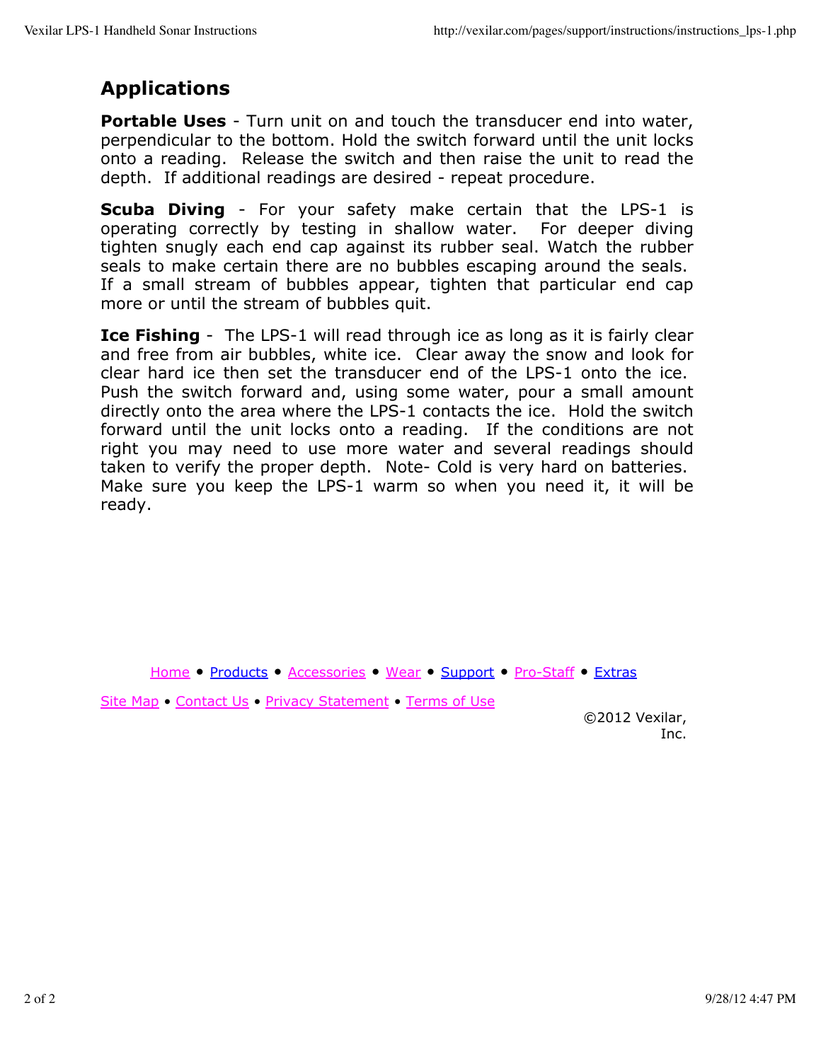## Applications

**Portable Uses** - Turn unit on and touch the transducer end into water, perpendicular to the bottom. Hold the switch forward until the unit locks onto a reading.  Release the switch and then raise the unit to read the depth.  If additional readings are desired - repeat procedure.

**Scuba Diving** - For your safety make certain that the LPS-1 is operating correctly by testing in shallow water.  For deeper diving tighten snugly each end cap against its rubber seal. Watch the rubber seals to make certain there are no bubbles escaping around the seals. If a small stream of bubbles appear, tighten that particular end cap more or until the stream of bubbles quit.

**Ice Fishing** -  The LPS-1 will read through ice as long as it is fairly clear and free from air bubbles, white ice.  Clear away the snow and look for clear hard ice then set the transducer end of the LPS-1 onto the ice. Push the switch forward and, using some water, pour a small amount directly onto the area where the LPS-1 contacts the ice.  Hold the switch forward until the unit locks onto a reading.  If the conditions are not right you may need to use more water and several readings should taken to verify the proper depth.  Note- Cold is very hard on batteries. Make sure you keep the LPS-1 warm so when you need it, it will be ready.

Home • Products • Accessories • Wear • Support • Pro-Staff • Extras

Site Map • Contact Us • Privacy Statement • Terms of Use

©2012 Vexilar, Inc.